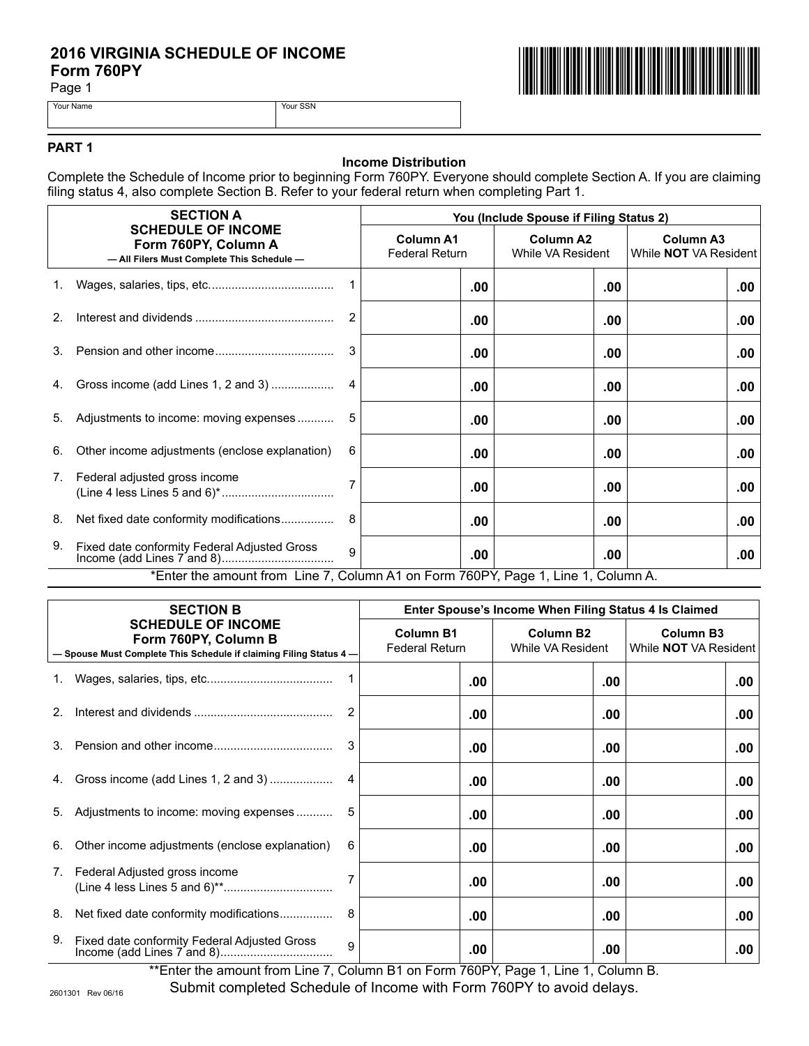# 2016 VIRGINIA SCHEDULE OF INCOME
## Form 760PY

Page 1

| Your Name | Your SSN |
|---|---|
| | |

## PART 1

### Income Distribution

Complete the Schedule of Income prior to beginning Form 760PY. Everyone should complete Section A. If you are claiming filing status 4, also complete Section B. Refer to your federal return when completing Part 1.

| SECTION A SCHEDULE OF INCOME Form 760PY, Column A — All Filers Must Complete This Schedule — | | You (Include Spouse if Filing Status 2) | | |
|---|---|---|---|---|
| | | Column A1 Federal Return | Column A2 While VA Resident | Column A3 While NOT VA Resident |
| 1. Wages, salaries, tips, etc. | 1 | .00 | .00 | .00 |
| 2. Interest and dividends | 2 | .00 | .00 | .00 |
| 3. Pension and other income | 3 | .00 | .00 | .00 |
| 4. Gross income (add Lines 1, 2 and 3) | 4 | .00 | .00 | .00 |
| 5. Adjustments to income: moving expenses | 5 | .00 | .00 | .00 |
| 6. Other income adjustments (enclose explanation) | 6 | .00 | .00 | .00 |
| 7. Federal adjusted gross income (Line 4 less Lines 5 and 6)* | 7 | .00 | .00 | .00 |
| 8. Net fixed date conformity modifications | 8 | .00 | .00 | .00 |
| 9. Fixed date conformity Federal Adjusted Gross Income (add Lines 7 and 8) | 9 | .00 | .00 | .00 |

*Enter the amount from Line 7, Column A1 on Form 760PY, Page 1, Line 1, Column A.

| SECTION B SCHEDULE OF INCOME Form 760PY, Column B — Spouse Must Complete This Schedule if claiming Filing Status 4 — | | Enter Spouse's Income When Filing Status 4 Is Claimed | | |
|---|---|---|---|---|
| | | Column B1 Federal Return | Column B2 While VA Resident | Column B3 While NOT VA Resident |
| 1. Wages, salaries, tips, etc. | 1 | .00 | .00 | .00 |
| 2. Interest and dividends | 2 | .00 | .00 | .00 |
| 3. Pension and other income | 3 | .00 | .00 | .00 |
| 4. Gross income (add Lines 1, 2 and 3) | 4 | .00 | .00 | .00 |
| 5. Adjustments to income: moving expenses | 5 | .00 | .00 | .00 |
| 6. Other income adjustments (enclose explanation) | 6 | .00 | .00 | .00 |
| 7. Federal Adjusted gross income (Line 4 less Lines 5 and 6)** | 7 | .00 | .00 | .00 |
| 8. Net fixed date conformity modifications | 8 | .00 | .00 | .00 |
| 9. Fixed date conformity Federal Adjusted Gross Income (add Lines 7 and 8) | 9 | .00 | .00 | .00 |

**Enter the amount from Line 7, Column B1 on Form 760PY, Page 1, Line 1, Column B.

Submit completed Schedule of Income with Form 760PY to avoid delays.

2601301 Rev 06/16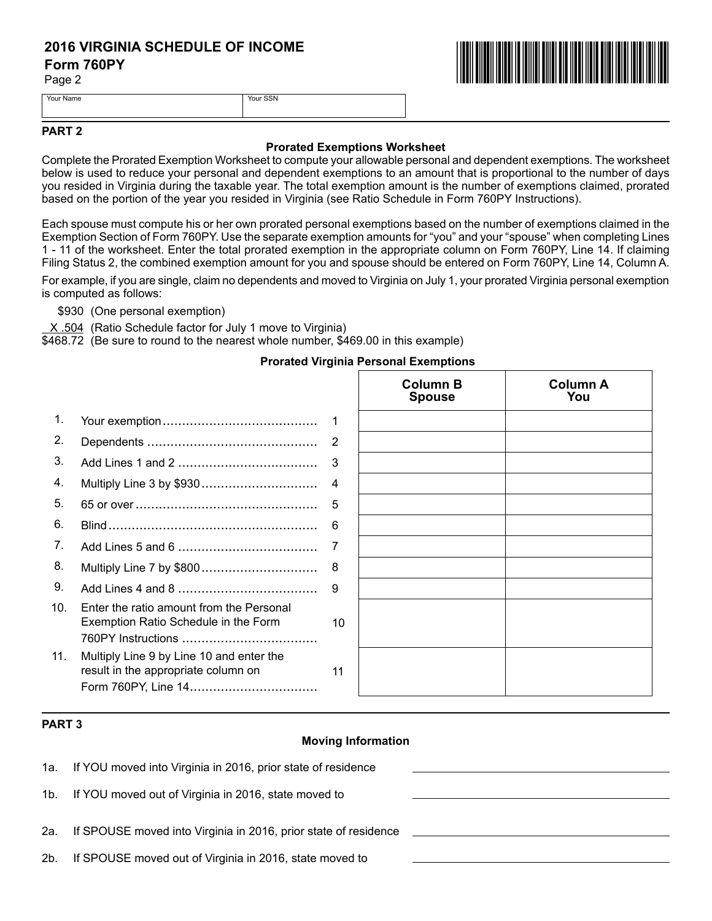# 2016 VIRGINIA SCHEDULE OF INCOME
## Form 760PY
Page 2

| Your Name | Your SSN |
|---|---|
| | |

## PART 2

### Prorated Exemptions Worksheet

Complete the Prorated Exemption Worksheet to compute your allowable personal and dependent exemptions. The worksheet below is used to reduce your personal and dependent exemptions to an amount that is proportional to the number of days you resided in Virginia during the taxable year. The total exemption amount is the number of exemptions claimed, prorated based on the portion of the year you resided in Virginia (see Ratio Schedule in Form 760PY Instructions).

Each spouse must compute his or her own prorated personal exemptions based on the number of exemptions claimed in the Exemption Section of Form 760PY. Use the separate exemption amounts for "you" and your "spouse" when completing Lines 1 - 11 of the worksheet. Enter the total prorated exemption in the appropriate column on Form 760PY, Line 14. If claiming Filing Status 2, the combined exemption amount for you and spouse should be entered on Form 760PY, Line 14, Column A.

For example, if you are single, claim no dependents and moved to Virginia on July 1, your prorated Virginia personal exemption is computed as follows:

$930 (One personal exemption)
X .504 (Ratio Schedule factor for July 1 move to Virginia)
$468.72 (Be sure to round to the nearest whole number, $469.00 in this example)

### Prorated Virginia Personal Exemptions

| | | | Column B Spouse | Column A You |
|---|---|---|---|---|
| 1. | Your exemption | 1 | | |
| 2. | Dependents | 2 | | |
| 3. | Add Lines 1 and 2 | 3 | | |
| 4. | Multiply Line 3 by $930 | 4 | | |
| 5. | 65 or over | 5 | | |
| 6. | Blind | 6 | | |
| 7. | Add Lines 5 and 6 | 7 | | |
| 8. | Multiply Line 7 by $800 | 8 | | |
| 9. | Add Lines 4 and 8 | 9 | | |
| 10. | Enter the ratio amount from the Personal Exemption Ratio Schedule in the Form 760PY Instructions | 10 | | |
| 11. | Multiply Line 9 by Line 10 and enter the result in the appropriate column on Form 760PY, Line 14 | 11 | | |

## PART 3

### Moving Information

1a. If YOU moved into Virginia in 2016, prior state of residence \_\_\_\_\_\_\_\_\_\_\_\_\_\_\_\_\_\_\_\_

1b. If YOU moved out of Virginia in 2016, state moved to \_\_\_\_\_\_\_\_\_\_\_\_\_\_\_\_\_\_\_\_

2a. If SPOUSE moved into Virginia in 2016, prior state of residence \_\_\_\_\_\_\_\_\_\_\_\_\_\_\_\_\_\_\_\_

2b. If SPOUSE moved out of Virginia in 2016, state moved to \_\_\_\_\_\_\_\_\_\_\_\_\_\_\_\_\_\_\_\_